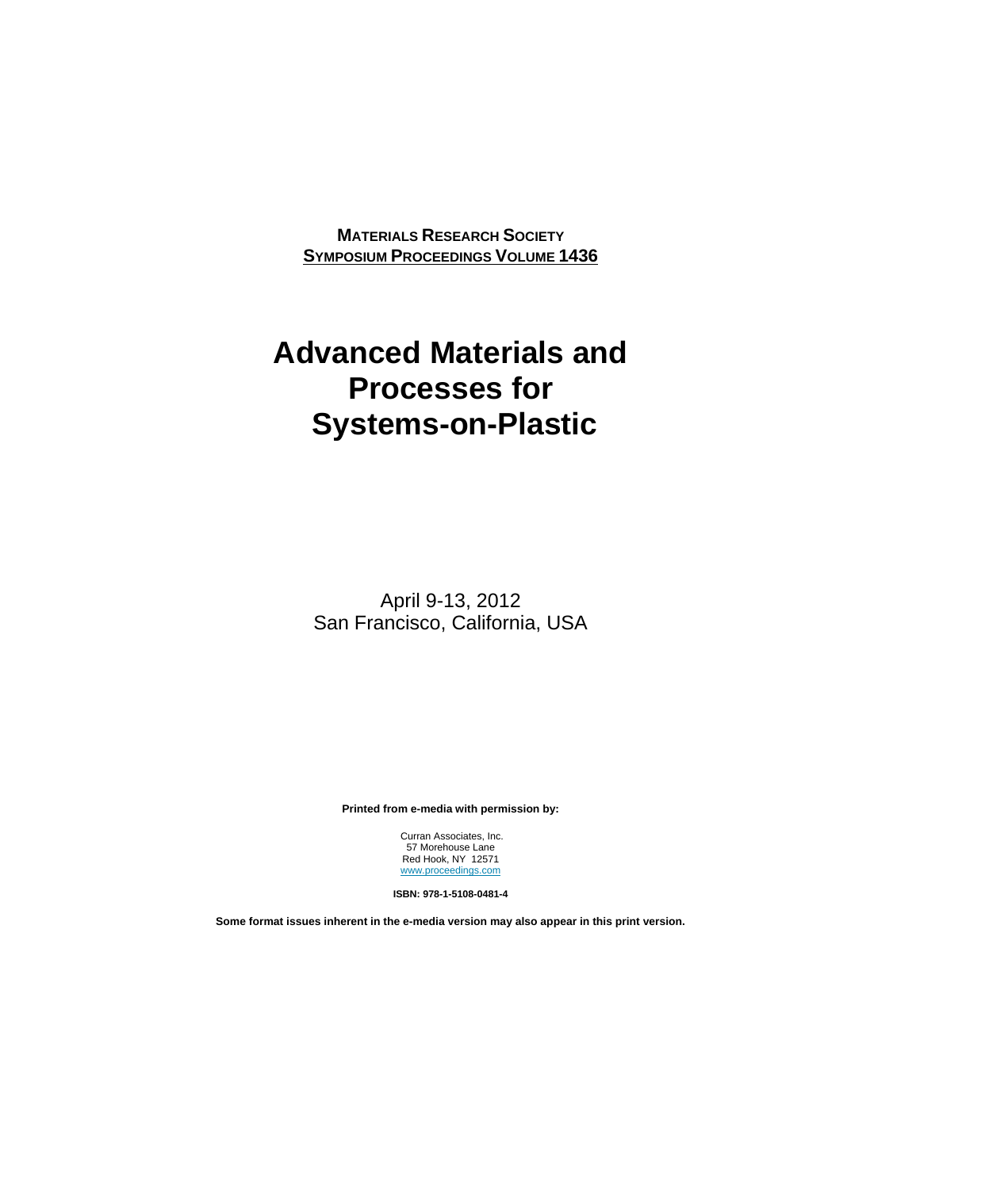**MATERIALS RESEARCH SOCIETY**
**SYMPOSIUM PROCEEDINGS VOLUME 1436**

# Advanced Materials and Processes for Systems-on-Plastic

April 9-13, 2012
San Francisco, California, USA

**Printed from e-media with permission by:**

Curran Associates, Inc.
57 Morehouse Lane
Red Hook, NY 12571
www.proceedings.com

**ISBN: 978-1-5108-0481-4**

**Some format issues inherent in the e-media version may also appear in this print version.**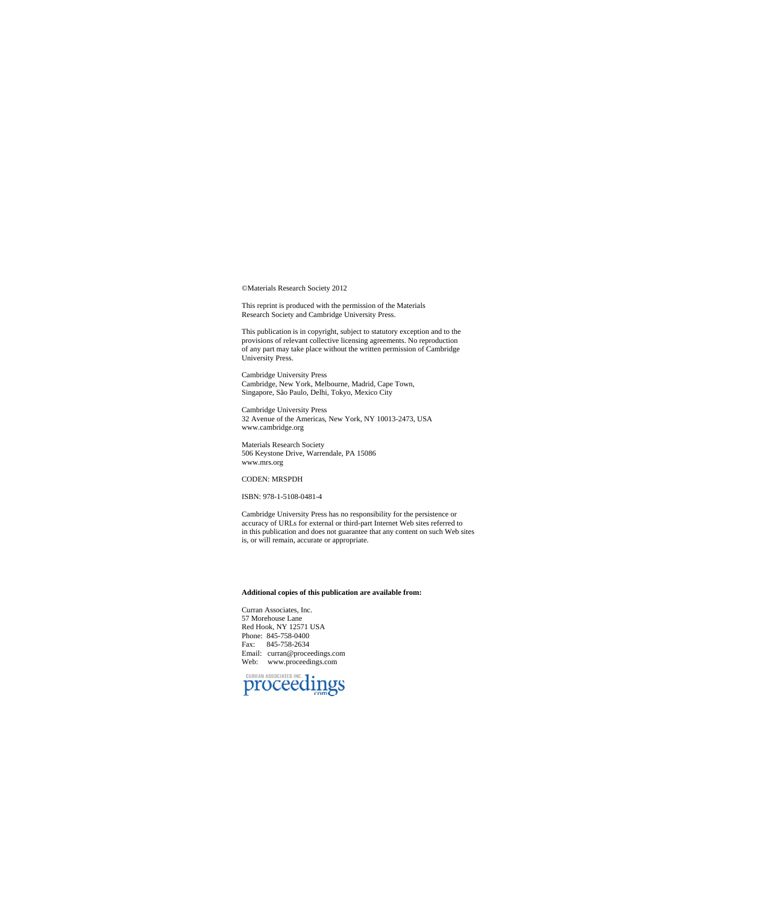©Materials Research Society 2012

This reprint is produced with the permission of the Materials Research Society and Cambridge University Press.

This publication is in copyright, subject to statutory exception and to the provisions of relevant collective licensing agreements. No reproduction of any part may take place without the written permission of Cambridge University Press.

Cambridge University Press
Cambridge, New York, Melbourne, Madrid, Cape Town,
Singapore, São Paulo, Delhi, Tokyo, Mexico City

Cambridge University Press
32 Avenue of the Americas, New York, NY 10013-2473, USA
www.cambridge.org

Materials Research Society
506 Keystone Drive, Warrendale, PA 15086
www.mrs.org

CODEN: MRSPDH

ISBN: 978-1-5108-0481-4

Cambridge University Press has no responsibility for the persistence or accuracy of URLs for external or third-part Internet Web sites referred to in this publication and does not guarantee that any content on such Web sites is, or will remain, accurate or appropriate.

**Additional copies of this publication are available from:**

Curran Associates, Inc.
57 Morehouse Lane
Red Hook, NY 12571 USA
Phone: 845-758-0400
Fax: 845-758-2634
Email: curran@proceedings.com
Web: www.proceedings.com

CURRAN ASSOCIATES INC. proceedings.com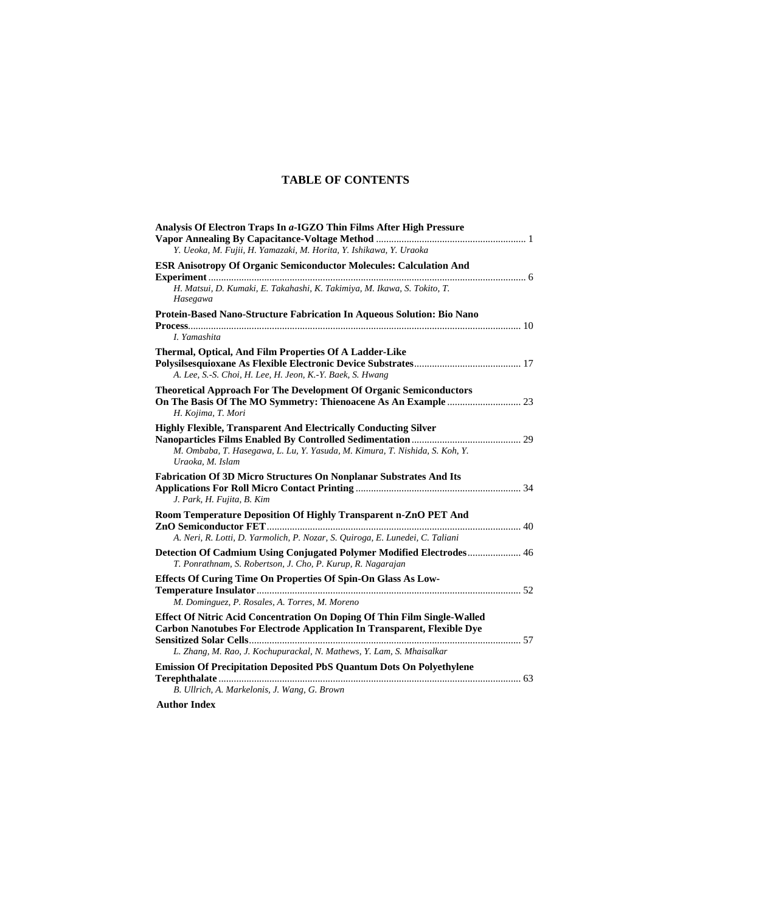# TABLE OF CONTENTS

**Analysis Of Electron Traps In *a*-IGZO Thin Films After High Pressure Vapor Annealing By Capacitance-Voltage Method** ........................................................... 1
*Y. Ueoka, M. Fujii, H. Yamazaki, M. Horita, Y. Ishikawa, Y. Uraoka*

**ESR Anisotropy Of Organic Semiconductor Molecules: Calculation And Experiment** ............................................................................................................. 6
*H. Matsui, D. Kumaki, E. Takahashi, K. Takimiya, M. Ikawa, S. Tokito, T. Hasegawa*

**Protein-Based Nano-Structure Fabrication In Aqueous Solution: Bio Nano Process**.................................................................................................................... 10
*I. Yamashita*

**Thermal, Optical, And Film Properties Of A Ladder-Like Polysilsesquioxane As Flexible Electronic Device Substrates**.......................................... 17
*A. Lee, S.-S. Choi, H. Lee, H. Jeon, K.-Y. Baek, S. Hwang*

**Theoretical Approach For The Development Of Organic Semiconductors On The Basis Of The MO Symmetry: Thienoacene As An Example** ............................ 23
*H. Kojima, T. Mori*

**Highly Flexible, Transparent And Electrically Conducting Silver Nanoparticles Films Enabled By Controlled Sedimentation**........................................... 29
*M. Ombaba, T. Hasegawa, L. Lu, Y. Yasuda, M. Kimura, T. Nishida, S. Koh, Y. Uraoka, M. Islam*

**Fabrication Of 3D Micro Structures On Nonplanar Substrates And Its Applications For Roll Micro Contact Printing** ................................................................ 34
*J. Park, H. Fujita, B. Kim*

**Room Temperature Deposition Of Highly Transparent n-ZnO PET And ZnO Semiconductor FET**.................................................................................................... 40
*A. Neri, R. Lotti, D. Yarmolich, P. Nozar, S. Quiroga, E. Lunedei, C. Taliani*

**Detection Of Cadmium Using Conjugated Polymer Modified Electrodes**..................... 46
*T. Ponrathnam, S. Robertson, J. Cho, P. Kurup, R. Nagarajan*

**Effects Of Curing Time On Properties Of Spin-On Glass As Low-Temperature Insulator**........................................................................................................ 52
*M. Dominguez, P. Rosales, A. Torres, M. Moreno*

**Effect Of Nitric Acid Concentration On Doping Of Thin Film Single-Walled Carbon Nanotubes For Electrode Application In Transparent, Flexible Dye Sensitized Solar Cells**.......................................................................................................... 57
*L. Zhang, M. Rao, J. Kochupurackal, N. Mathews, Y. Lam, S. Mhaisalkar*

**Emission Of Precipitation Deposited PbS Quantum Dots On Polyethylene Terephthalate** ...................................................................................................................... 63
*B. Ullrich, A. Markelonis, J. Wang, G. Brown*

**Author Index**